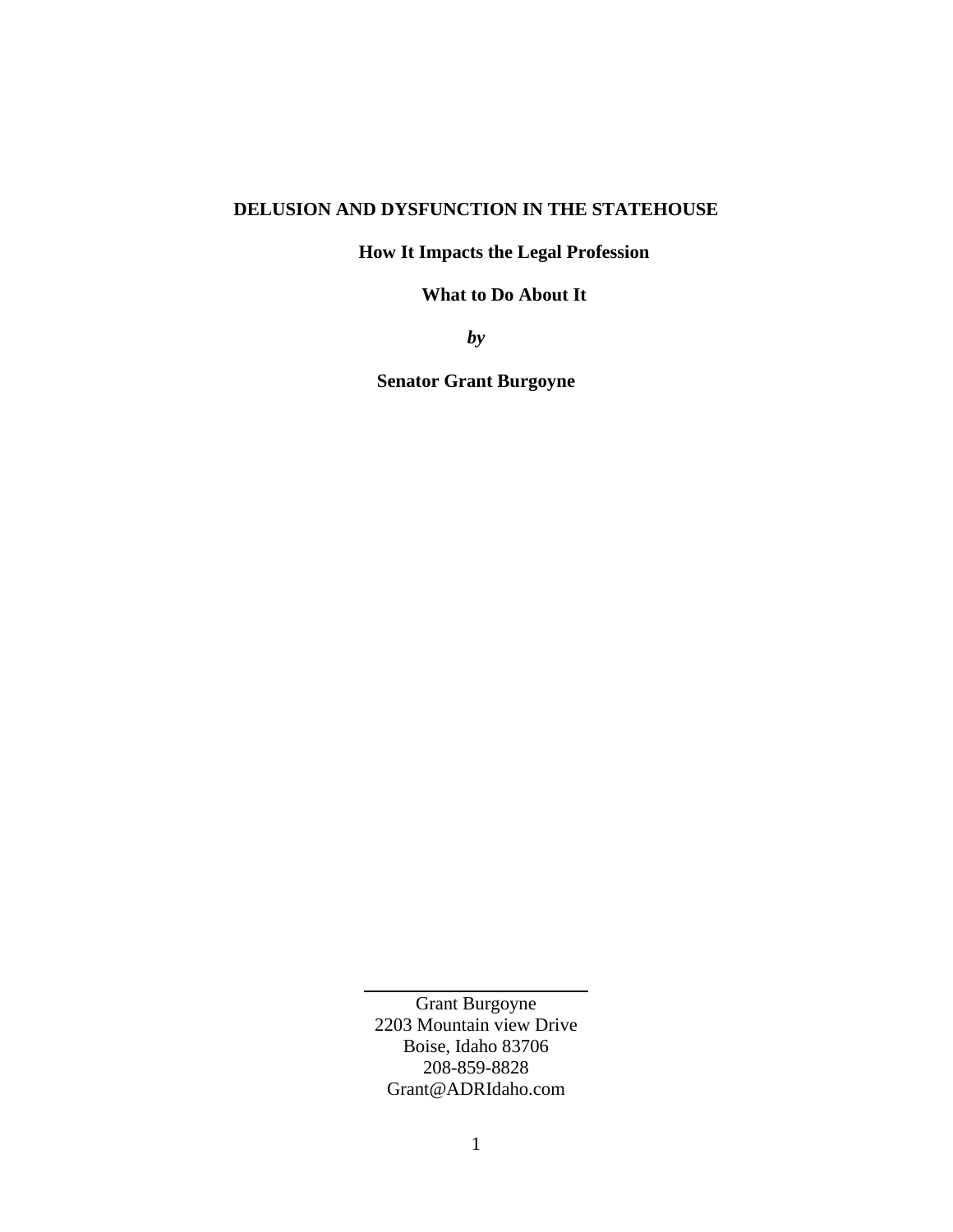# DELUSION AND DYSFUNCTION IN THE STATEHOUSE

## How It Impacts the Legal Profession

## What to Do About It

***by***

**Senator Grant Burgoyne**

---

Grant Burgoyne
2203 Mountain view Drive
Boise, Idaho 83706
208-859-8828
Grant@ADRIdaho.com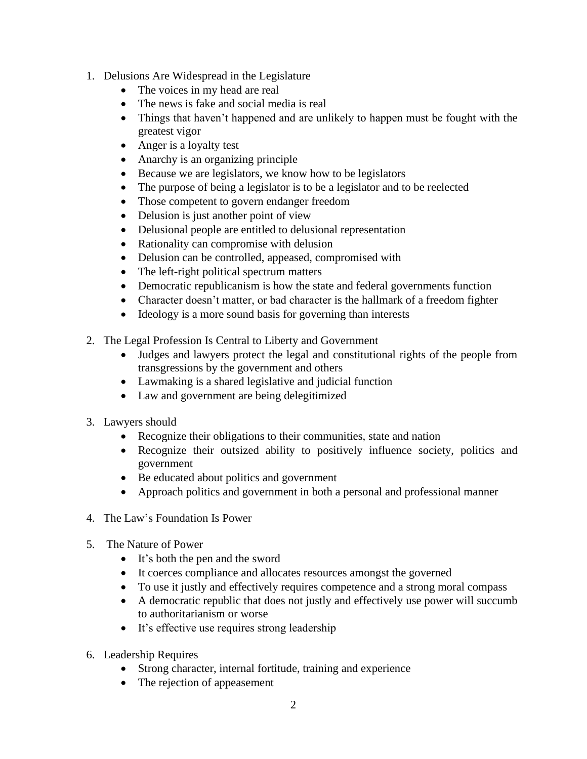1. Delusions Are Widespread in the Legislature
    - The voices in my head are real
    - The news is fake and social media is real
    - Things that haven't happened and are unlikely to happen must be fought with the greatest vigor
    - Anger is a loyalty test
    - Anarchy is an organizing principle
    - Because we are legislators, we know how to be legislators
    - The purpose of being a legislator is to be a legislator and to be reelected
    - Those competent to govern endanger freedom
    - Delusion is just another point of view
    - Delusional people are entitled to delusional representation
    - Rationality can compromise with delusion
    - Delusion can be controlled, appeased, compromised with
    - The left-right political spectrum matters
    - Democratic republicanism is how the state and federal governments function
    - Character doesn't matter, or bad character is the hallmark of a freedom fighter
    - Ideology is a more sound basis for governing than interests

2. The Legal Profession Is Central to Liberty and Government
    - Judges and lawyers protect the legal and constitutional rights of the people from transgressions by the government and others
    - Lawmaking is a shared legislative and judicial function
    - Law and government are being delegitimized

3. Lawyers should
    - Recognize their obligations to their communities, state and nation
    - Recognize their outsized ability to positively influence society, politics and government
    - Be educated about politics and government
    - Approach politics and government in both a personal and professional manner

4. The Law's Foundation Is Power

5. The Nature of Power
    - It's both the pen and the sword
    - It coerces compliance and allocates resources amongst the governed
    - To use it justly and effectively requires competence and a strong moral compass
    - A democratic republic that does not justly and effectively use power will succumb to authoritarianism or worse
    - It's effective use requires strong leadership

6. Leadership Requires
    - Strong character, internal fortitude, training and experience
    - The rejection of appeasement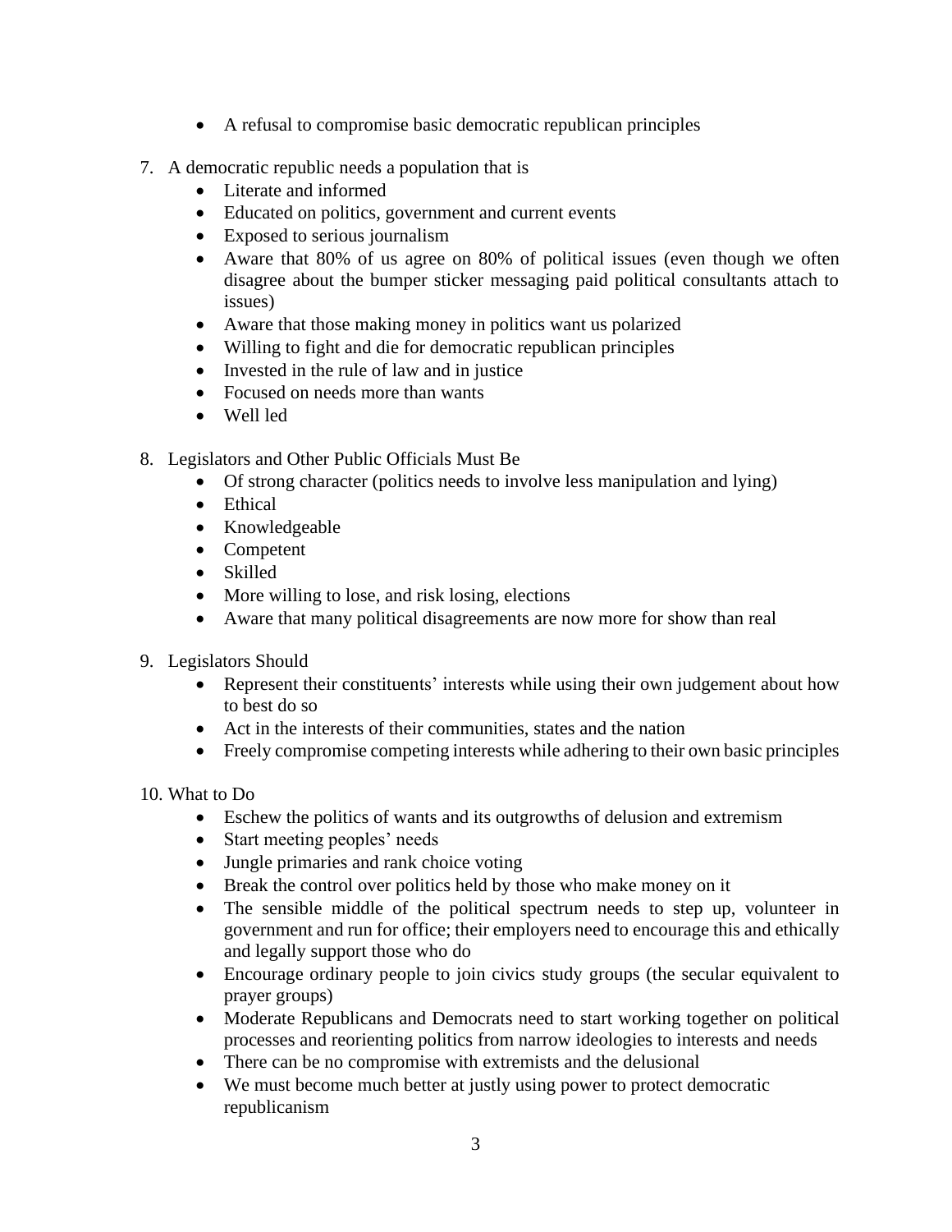- A refusal to compromise basic democratic republican principles

7. A democratic republic needs a population that is
    - Literate and informed
    - Educated on politics, government and current events
    - Exposed to serious journalism
    - Aware that 80% of us agree on 80% of political issues (even though we often disagree about the bumper sticker messaging paid political consultants attach to issues)
    - Aware that those making money in politics want us polarized
    - Willing to fight and die for democratic republican principles
    - Invested in the rule of law and in justice
    - Focused on needs more than wants
    - Well led

8. Legislators and Other Public Officials Must Be
    - Of strong character (politics needs to involve less manipulation and lying)
    - Ethical
    - Knowledgeable
    - Competent
    - Skilled
    - More willing to lose, and risk losing, elections
    - Aware that many political disagreements are now more for show than real

9. Legislators Should
    - Represent their constituents' interests while using their own judgement about how to best do so
    - Act in the interests of their communities, states and the nation
    - Freely compromise competing interests while adhering to their own basic principles

10. What to Do
    - Eschew the politics of wants and its outgrowths of delusion and extremism
    - Start meeting peoples' needs
    - Jungle primaries and rank choice voting
    - Break the control over politics held by those who make money on it
    - The sensible middle of the political spectrum needs to step up, volunteer in government and run for office; their employers need to encourage this and ethically and legally support those who do
    - Encourage ordinary people to join civics study groups (the secular equivalent to prayer groups)
    - Moderate Republicans and Democrats need to start working together on political processes and reorienting politics from narrow ideologies to interests and needs
    - There can be no compromise with extremists and the delusional
    - We must become much better at justly using power to protect democratic republicanism